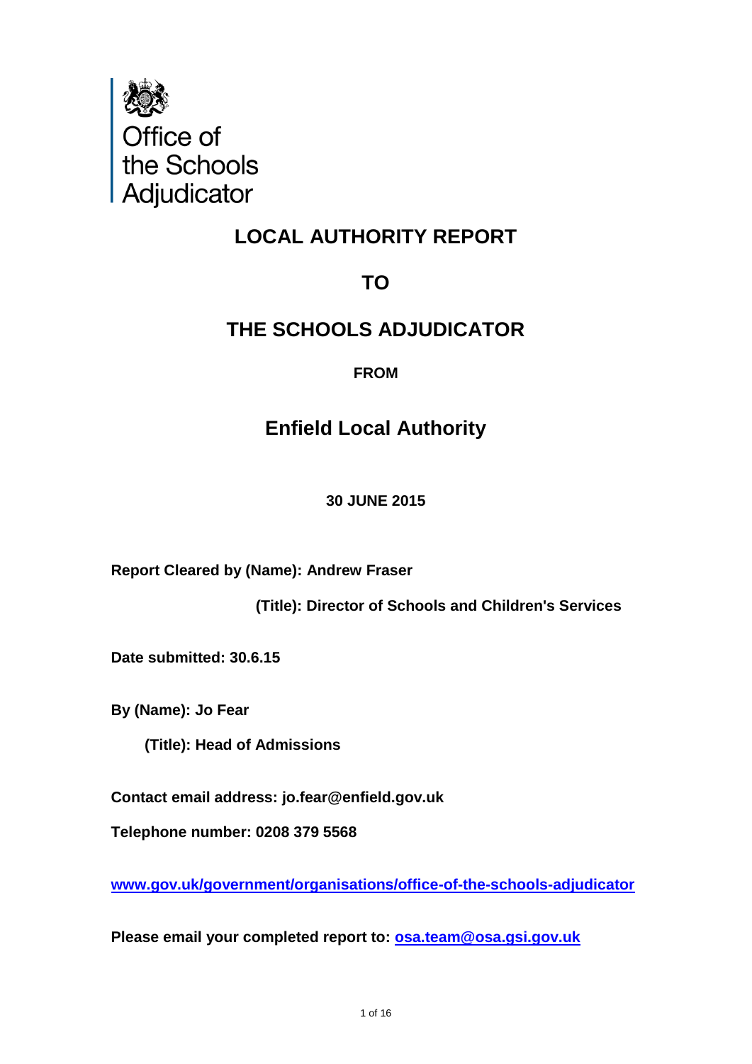Office of the Schools Adjudicator

# LOCAL AUTHORITY REPORT

# TO

# THE SCHOOLS ADJUDICATOR

**FROM**

## Enfield Local Authority

**30 JUNE 2015**

**Report Cleared by (Name): Andrew Fraser**

**(Title): Director of Schools and Children's Services**

**Date submitted: 30.6.15**

**By (Name): Jo Fear**

**(Title): Head of Admissions**

**Contact email address: jo.fear@enfield.gov.uk**

**Telephone number: 0208 379 5568**

**[www.gov.uk/government/organisations/office-of-the-schools-adjudicator](http://www.gov.uk/government/organisations/office-of-the-schools-adjudicator)**

**Please email your completed report to: [osa.team@osa.gsi.gov.uk](mailto:osa.team@osa.gsi.gov.uk)**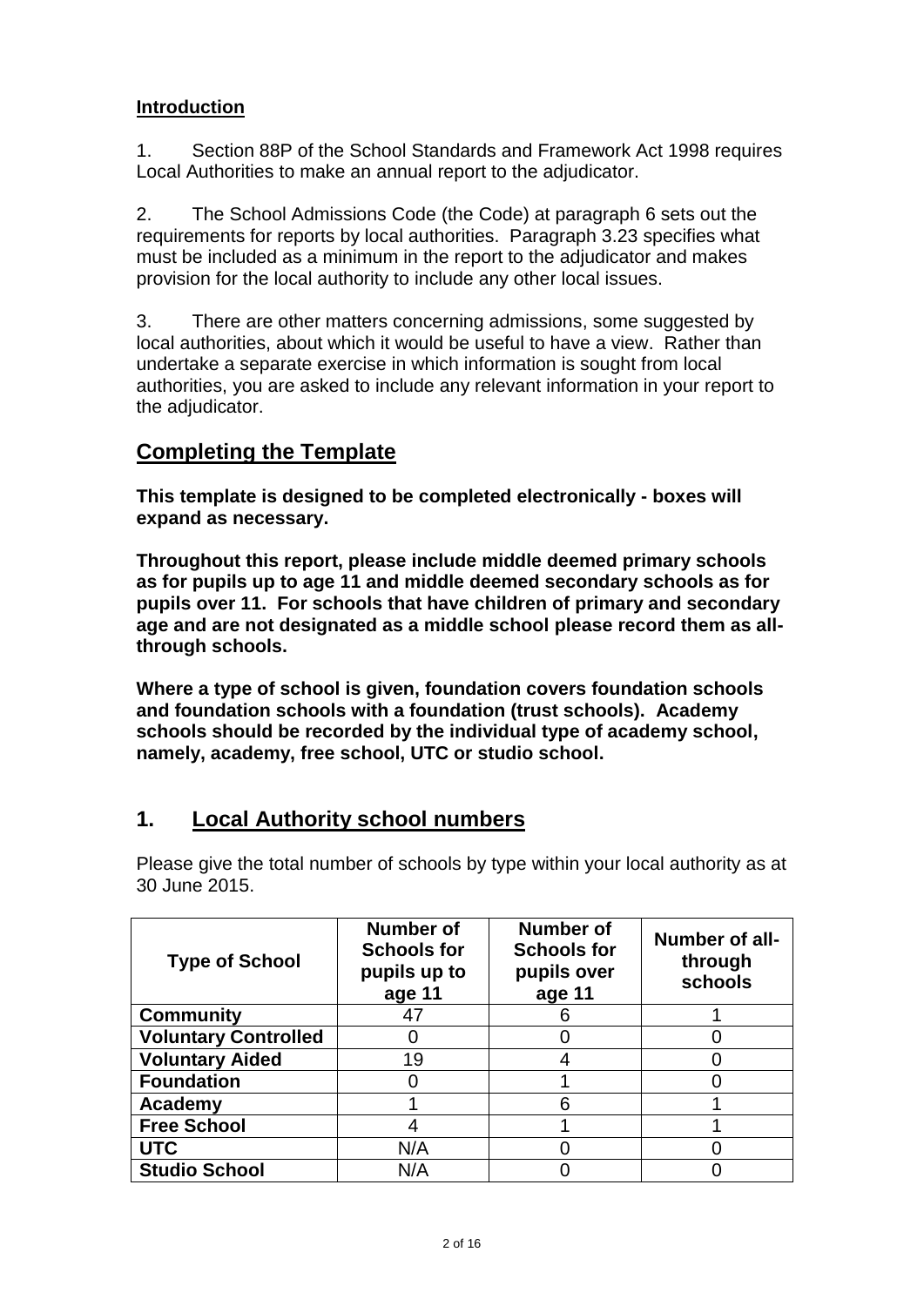## Introduction

1. Section 88P of the School Standards and Framework Act 1998 requires Local Authorities to make an annual report to the adjudicator.

2. The School Admissions Code (the Code) at paragraph 6 sets out the requirements for reports by local authorities. Paragraph 3.23 specifies what must be included as a minimum in the report to the adjudicator and makes provision for the local authority to include any other local issues.

3. There are other matters concerning admissions, some suggested by local authorities, about which it would be useful to have a view. Rather than undertake a separate exercise in which information is sought from local authorities, you are asked to include any relevant information in your report to the adjudicator.

## Completing the Template

**This template is designed to be completed electronically - boxes will expand as necessary.**

**Throughout this report, please include middle deemed primary schools as for pupils up to age 11 and middle deemed secondary schools as for pupils over 11. For schools that have children of primary and secondary age and are not designated as a middle school please record them as all-through schools.**

**Where a type of school is given, foundation covers foundation schools and foundation schools with a foundation (trust schools). Academy schools should be recorded by the individual type of academy school, namely, academy, free school, UTC or studio school.**

## 1. Local Authority school numbers

Please give the total number of schools by type within your local authority as at 30 June 2015.

| Type of School | Number of Schools for pupils up to age 11 | Number of Schools for pupils over age 11 | Number of all-through schools |
|---|---|---|---|
| **Community** | 47 | 6 | 1 |
| **Voluntary Controlled** | 0 | 0 | 0 |
| **Voluntary Aided** | 19 | 4 | 0 |
| **Foundation** | 0 | 1 | 0 |
| **Academy** | 1 | 6 | 1 |
| **Free School** | 4 | 1 | 1 |
| **UTC** | N/A | 0 | 0 |
| **Studio School** | N/A | 0 | 0 |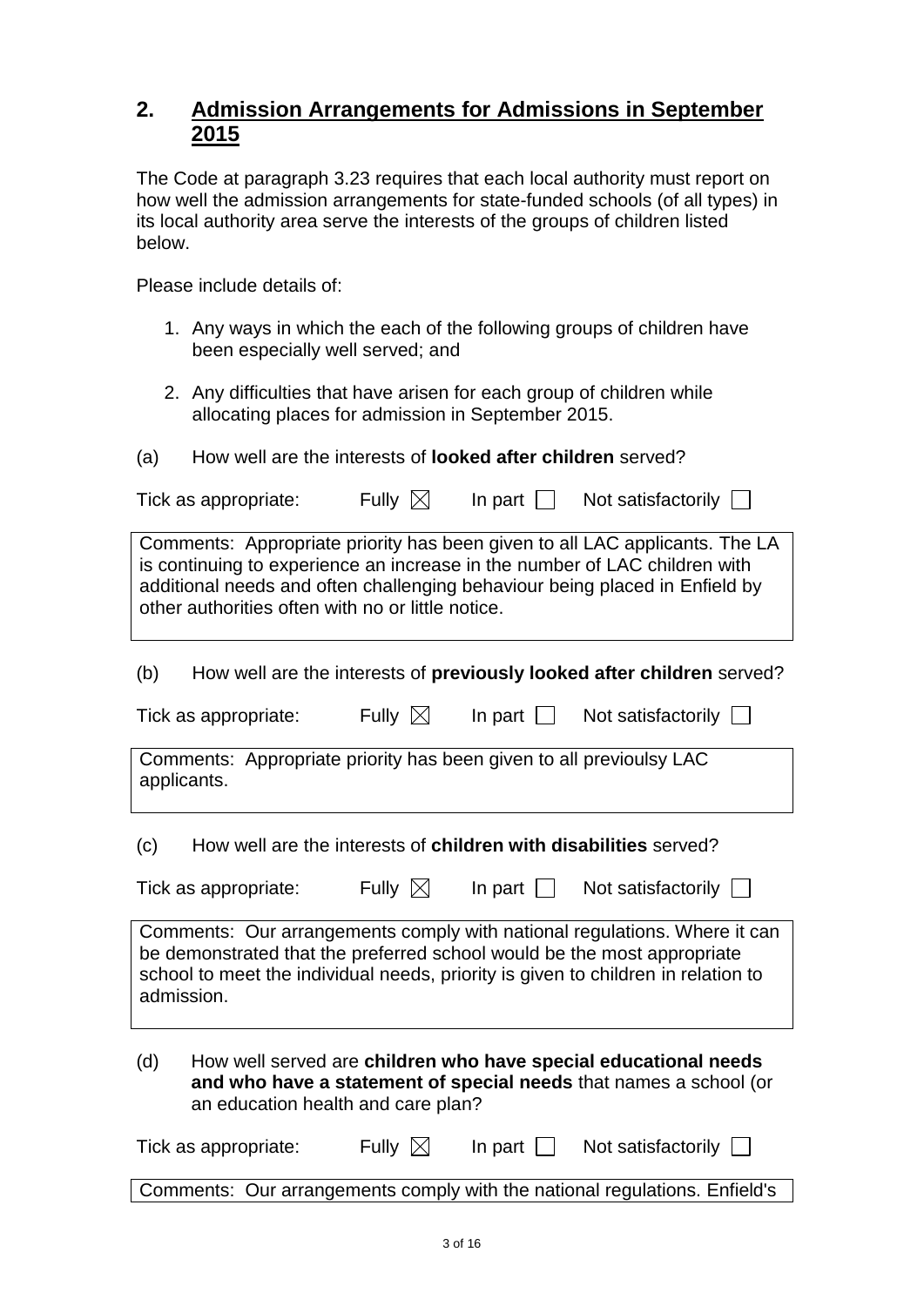## 2. Admission Arrangements for Admissions in September 2015

The Code at paragraph 3.23 requires that each local authority must report on how well the admission arrangements for state-funded schools (of all types) in its local authority area serve the interests of the groups of children listed below.

Please include details of:

1. Any ways in which the each of the following groups of children have been especially well served; and
2. Any difficulties that have arisen for each group of children while allocating places for admission in September 2015.

(a) How well are the interests of **looked after children** served?

Tick as appropriate: Fully ☒ In part ☐ Not satisfactorily ☐

Comments: Appropriate priority has been given to all LAC applicants. The LA is continuing to experience an increase in the number of LAC children with additional needs and often challenging behaviour being placed in Enfield by other authorities often with no or little notice.

(b) How well are the interests of **previously looked after children** served?

Tick as appropriate: Fully ☒ In part ☐ Not satisfactorily ☐

Comments: Appropriate priority has been given to all previoulsy LAC applicants.

(c) How well are the interests of **children with disabilities** served?

Tick as appropriate: Fully ☒ In part ☐ Not satisfactorily ☐

Comments: Our arrangements comply with national regulations. Where it can be demonstrated that the preferred school would be the most appropriate school to meet the individual needs, priority is given to children in relation to admission.

(d) How well served are **children who have special educational needs and who have a statement of special needs** that names a school (or an education health and care plan?

Tick as appropriate: Fully ☒ In part ☐ Not satisfactorily ☐

Comments: Our arrangements comply with the national regulations. Enfield's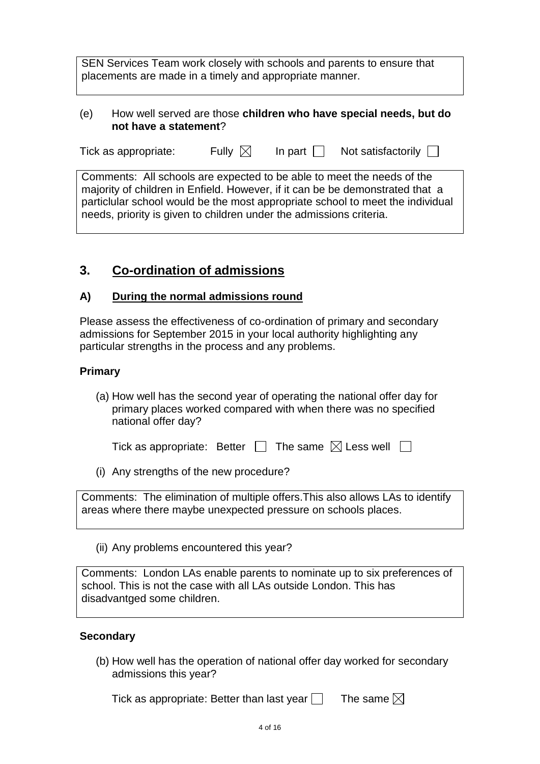SEN Services Team work closely with schools and parents to ensure that placements are made in a timely and appropriate manner.

(e) How well served are those **children who have special needs, but do not have a statement**?

Tick as appropriate: Fully ☒ In part ☐ Not satisfactorily ☐

Comments: All schools are expected to be able to meet the needs of the majority of children in Enfield. However, if it can be be demonstrated that a particlular school would be the most appropriate school to meet the individual needs, priority is given to children under the admissions criteria.

## 3. Co-ordination of admissions

### A) During the normal admissions round

Please assess the effectiveness of co-ordination of primary and secondary admissions for September 2015 in your local authority highlighting any particular strengths in the process and any problems.

**Primary**

(a) How well has the second year of operating the national offer day for primary places worked compared with when there was no specified national offer day?

Tick as appropriate: Better ☐ The same ☒ Less well ☐

(i) Any strengths of the new procedure?

Comments: The elimination of multiple offers.This also allows LAs to identify areas where there maybe unexpected pressure on schools places.

(ii) Any problems encountered this year?

Comments: London LAs enable parents to nominate up to six preferences of school. This is not the case with all LAs outside London. This has disadvantged some children.

**Secondary**

(b) How well has the operation of national offer day worked for secondary admissions this year?

Tick as appropriate: Better than last year ☐ The same ☒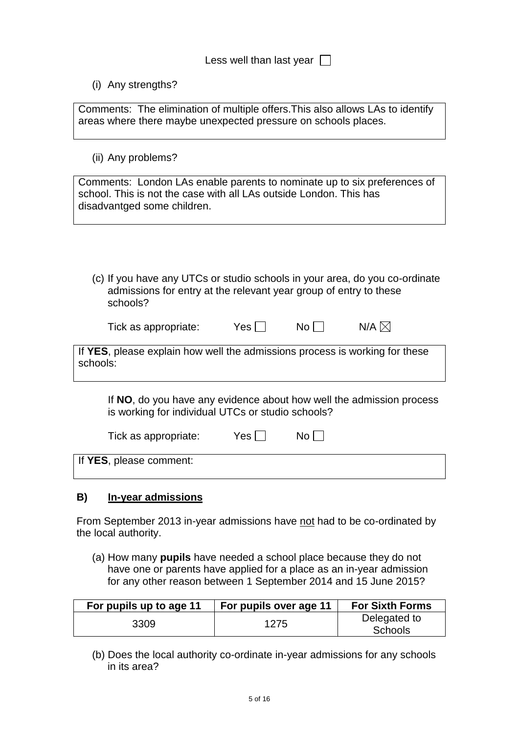Less well than last year ☐

(i) Any strengths?

Comments: The elimination of multiple offers.This also allows LAs to identify areas where there maybe unexpected pressure on schools places.

(ii) Any problems?

Comments: London LAs enable parents to nominate up to six preferences of school. This is not the case with all LAs outside London. This has disadvantged some children.

(c) If you have any UTCs or studio schools in your area, do you co-ordinate admissions for entry at the relevant year group of entry to these schools?

Tick as appropriate: Yes ☐ No ☐ N/A ☒

If **YES**, please explain how well the admissions process is working for these schools:

If **NO**, do you have any evidence about how well the admission process is working for individual UTCs or studio schools?

Tick as appropriate: Yes ☐ No ☐

If **YES**, please comment:

## B) <u>In-year admissions</u>

From September 2013 in-year admissions have <u>not</u> had to be co-ordinated by the local authority.

(a) How many **pupils** have needed a school place because they do not have one or parents have applied for a place as an in-year admission for any other reason between 1 September 2014 and 15 June 2015?

| For pupils up to age 11 | For pupils over age 11 | For Sixth Forms |
|---|---|---|
| 3309 | 1275 | Delegated to Schools |

(b) Does the local authority co-ordinate in-year admissions for any schools in its area?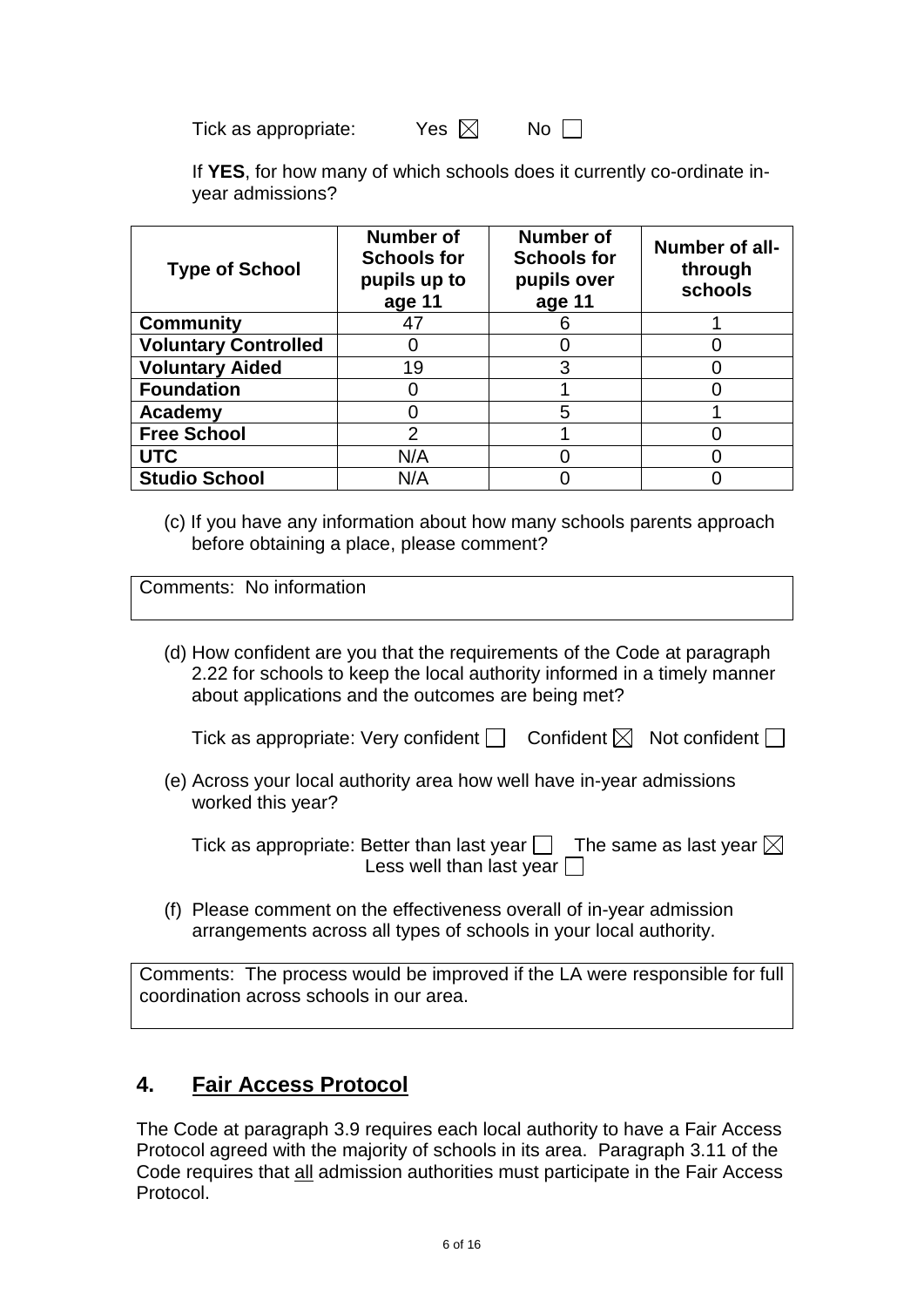Tick as appropriate: Yes ☒ No ☐

If **YES**, for how many of which schools does it currently co-ordinate in-year admissions?

| Type of School | Number of Schools for pupils up to age 11 | Number of Schools for pupils over age 11 | Number of all-through schools |
|---|---|---|---|
| **Community** | 47 | 6 | 1 |
| **Voluntary Controlled** | 0 | 0 | 0 |
| **Voluntary Aided** | 19 | 3 | 0 |
| **Foundation** | 0 | 1 | 0 |
| **Academy** | 0 | 5 | 1 |
| **Free School** | 2 | 1 | 0 |
| **UTC** | N/A | 0 | 0 |
| **Studio School** | N/A | 0 | 0 |

(c) If you have any information about how many schools parents approach before obtaining a place, please comment?

Comments: No information

(d) How confident are you that the requirements of the Code at paragraph 2.22 for schools to keep the local authority informed in a timely manner about applications and the outcomes are being met?

Tick as appropriate: Very confident ☐ Confident ☒ Not confident ☐

(e) Across your local authority area how well have in-year admissions worked this year?

Tick as appropriate: Better than last year ☐ The same as last year ☒ Less well than last year ☐

(f) Please comment on the effectiveness overall of in-year admission arrangements across all types of schools in your local authority.

Comments: The process would be improved if the LA were responsible for full coordination across schools in our area.

## 4. Fair Access Protocol

The Code at paragraph 3.9 requires each local authority to have a Fair Access Protocol agreed with the majority of schools in its area. Paragraph 3.11 of the Code requires that all admission authorities must participate in the Fair Access Protocol.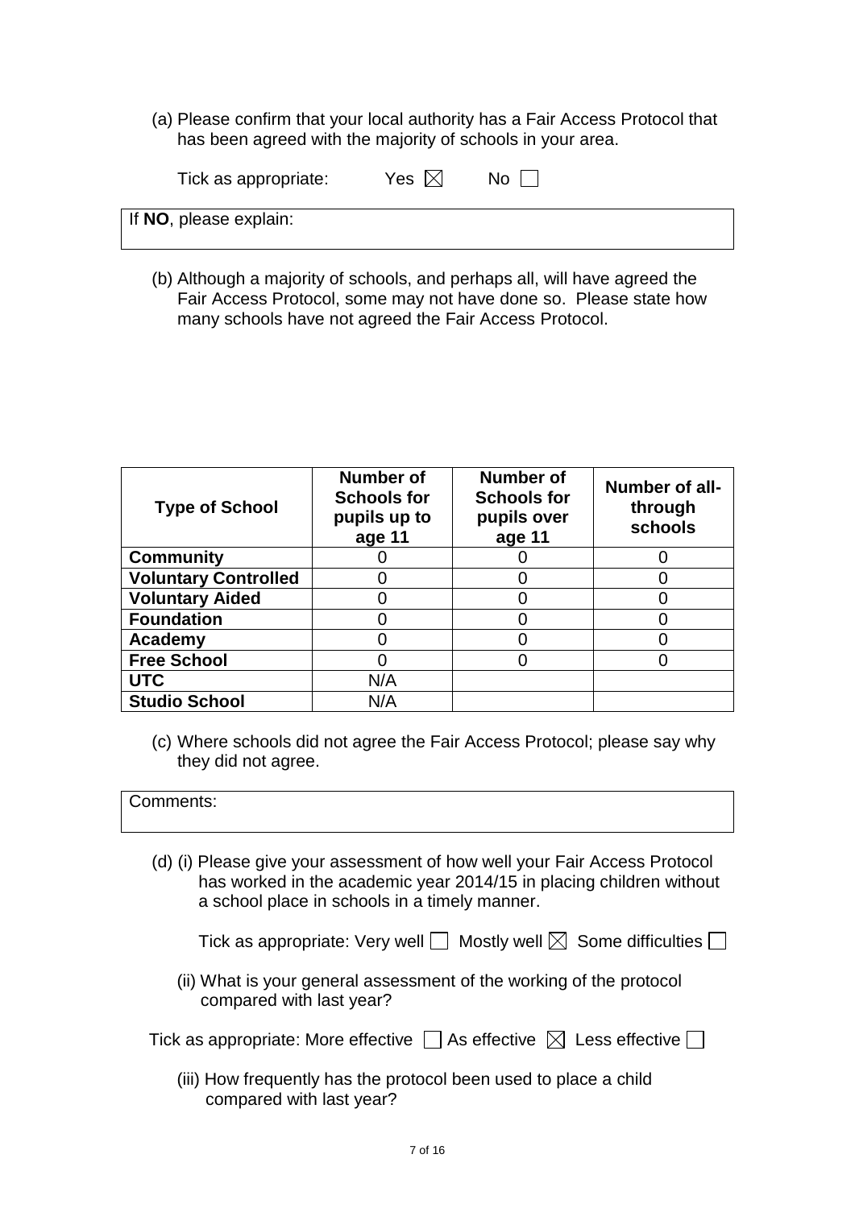(a) Please confirm that your local authority has a Fair Access Protocol that has been agreed with the majority of schools in your area.

Tick as appropriate: Yes ☒ No ☐

| If **NO**, please explain: |
|---|

(b) Although a majority of schools, and perhaps all, will have agreed the Fair Access Protocol, some may not have done so. Please state how many schools have not agreed the Fair Access Protocol.

| Type of School | Number of Schools for pupils up to age 11 | Number of Schools for pupils over age 11 | Number of all-through schools |
|---|---|---|---|
| **Community** | 0 | 0 | 0 |
| **Voluntary Controlled** | 0 | 0 | 0 |
| **Voluntary Aided** | 0 | 0 | 0 |
| **Foundation** | 0 | 0 | 0 |
| **Academy** | 0 | 0 | 0 |
| **Free School** | 0 | 0 | 0 |
| **UTC** | N/A | | |
| **Studio School** | N/A | | |

(c) Where schools did not agree the Fair Access Protocol; please say why they did not agree.

| Comments: |
|---|

(d) (i) Please give your assessment of how well your Fair Access Protocol has worked in the academic year 2014/15 in placing children without a school place in schools in a timely manner.

Tick as appropriate: Very well ☐ Mostly well ☒ Some difficulties ☐

(ii) What is your general assessment of the working of the protocol compared with last year?

Tick as appropriate: More effective ☐ As effective ☒ Less effective ☐

(iii) How frequently has the protocol been used to place a child compared with last year?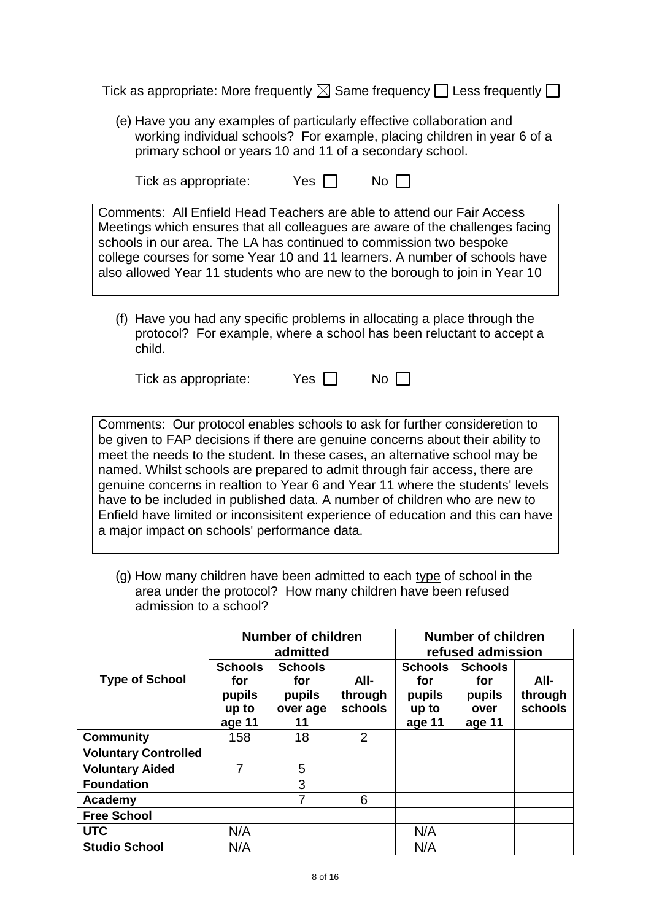Tick as appropriate: More frequently ☒ Same frequency ☐ Less frequently ☐

(e) Have you any examples of particularly effective collaboration and working individual schools? For example, placing children in year 6 of a primary school or years 10 and 11 of a secondary school.

Tick as appropriate: Yes ☐ No ☐

Comments: All Enfield Head Teachers are able to attend our Fair Access Meetings which ensures that all colleagues are aware of the challenges facing schools in our area. The LA has continued to commission two bespoke college courses for some Year 10 and 11 learners. A number of schools have also allowed Year 11 students who are new to the borough to join in Year 10

(f) Have you had any specific problems in allocating a place through the protocol? For example, where a school has been reluctant to accept a child.

Tick as appropriate: Yes ☐ No ☐

Comments: Our protocol enables schools to ask for further consideretion to be given to FAP decisions if there are genuine concerns about their ability to meet the needs to the student. In these cases, an alternative school may be named. Whilst schools are prepared to admit through fair access, there are genuine concerns in realtion to Year 6 and Year 11 where the students' levels have to be included in published data. A number of children who are new to Enfield have limited or inconsisitent experience of education and this can have a major impact on schools' performance data.

(g) How many children have been admitted to each type of school in the area under the protocol? How many children have been refused admission to a school?

| Type of School | Number of children admitted | | | Number of children refused admission | | |
|---|---|---|---|---|---|---|
| | Schools for pupils up to age 11 | Schools for pupils over age 11 | All-through schools | Schools for pupils up to age 11 | Schools for pupils over age 11 | All-through schools |
| **Community** | 158 | 18 | 2 | | | |
| **Voluntary Controlled** | | | | | | |
| **Voluntary Aided** | 7 | 5 | | | | |
| **Foundation** | | 3 | | | | |
| **Academy** | | 7 | 6 | | | |
| **Free School** | | | | | | |
| **UTC** | N/A | | | N/A | | |
| **Studio School** | N/A | | | N/A | | |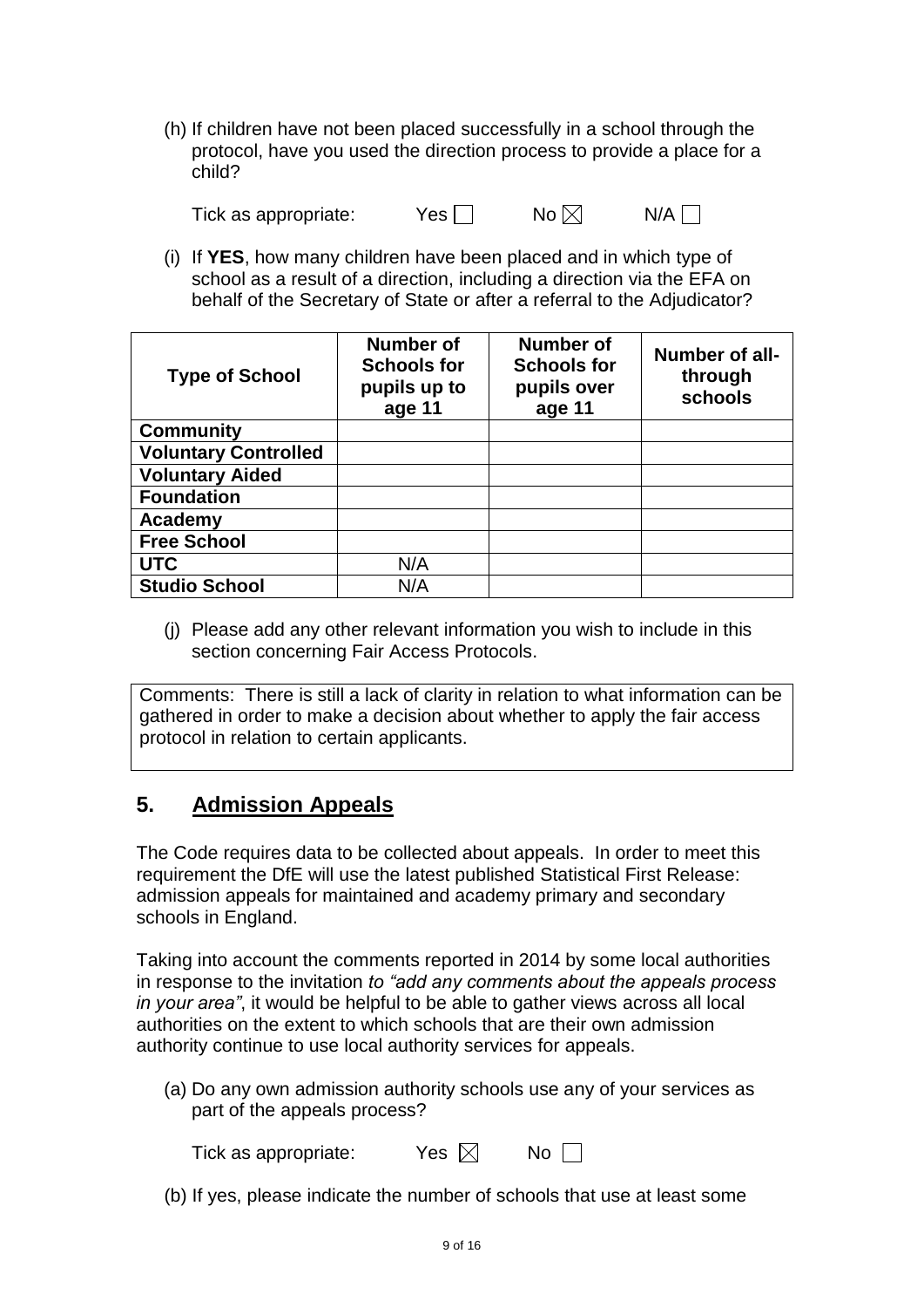(h) If children have not been placed successfully in a school through the protocol, have you used the direction process to provide a place for a child?

Tick as appropriate: Yes ☐ No ☒ N/A ☐

(i) If **YES**, how many children have been placed and in which type of school as a result of a direction, including a direction via the EFA on behalf of the Secretary of State or after a referral to the Adjudicator?

| Type of School | Number of Schools for pupils up to age 11 | Number of Schools for pupils over age 11 | Number of all-through schools |
|---|---|---|---|
| **Community** | | | |
| **Voluntary Controlled** | | | |
| **Voluntary Aided** | | | |
| **Foundation** | | | |
| **Academy** | | | |
| **Free School** | | | |
| **UTC** | N/A | | |
| **Studio School** | N/A | | |

(j) Please add any other relevant information you wish to include in this section concerning Fair Access Protocols.

Comments: There is still a lack of clarity in relation to what information can be gathered in order to make a decision about whether to apply the fair access protocol in relation to certain applicants.

## 5. Admission Appeals

The Code requires data to be collected about appeals. In order to meet this requirement the DfE will use the latest published Statistical First Release: admission appeals for maintained and academy primary and secondary schools in England.

Taking into account the comments reported in 2014 by some local authorities in response to the invitation *to "add any comments about the appeals process in your area"*, it would be helpful to be able to gather views across all local authorities on the extent to which schools that are their own admission authority continue to use local authority services for appeals.

(a) Do any own admission authority schools use any of your services as part of the appeals process?

Tick as appropriate: Yes ☒ No ☐

(b) If yes, please indicate the number of schools that use at least some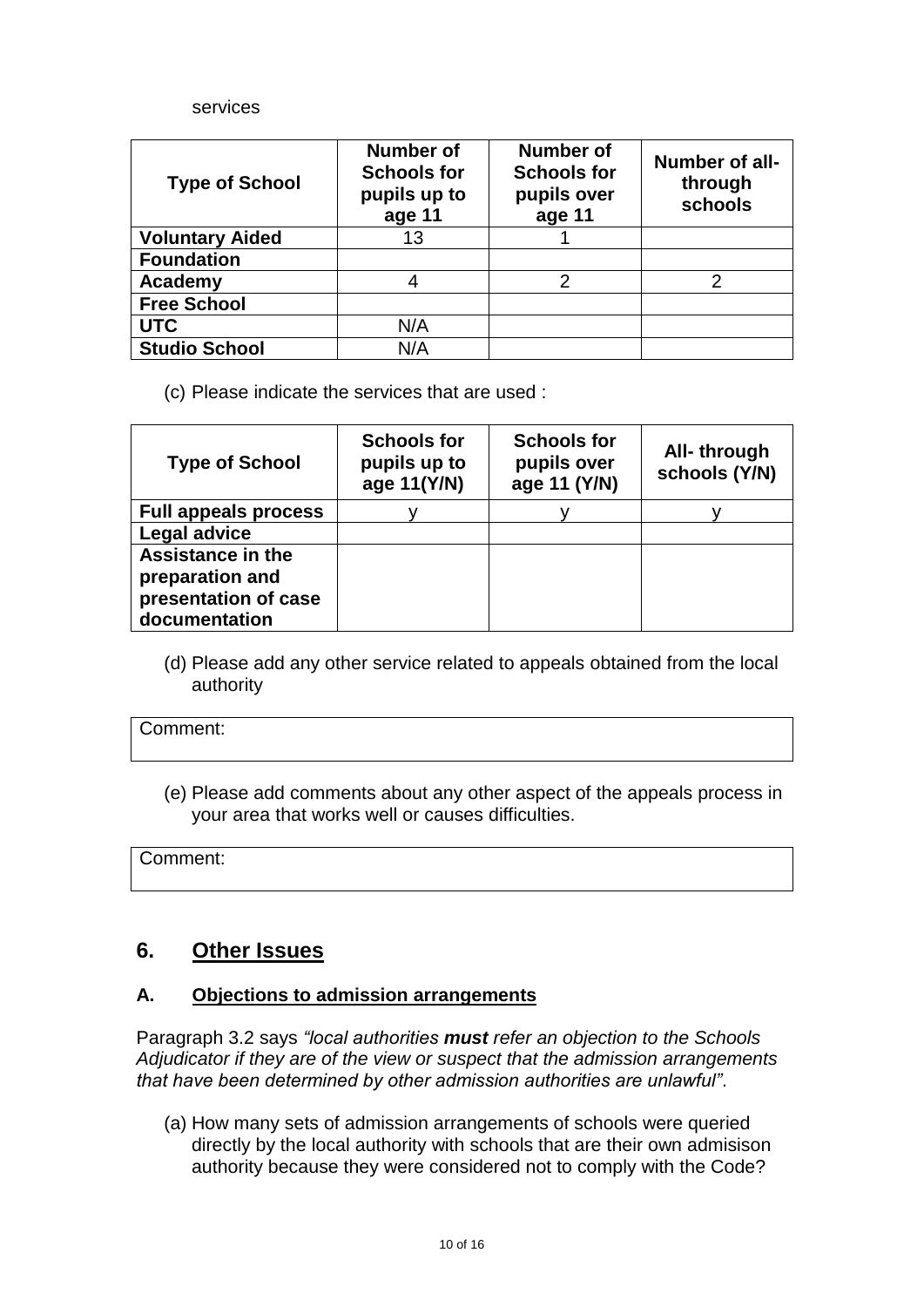services

| Type of School | Number of Schools for pupils up to age 11 | Number of Schools for pupils over age 11 | Number of all-through schools |
|---|---|---|---|
| **Voluntary Aided** | 13 | 1 | |
| **Foundation** | | | |
| **Academy** | 4 | 2 | 2 |
| **Free School** | | | |
| **UTC** | N/A | | |
| **Studio School** | N/A | | |

(c) Please indicate the services that are used :

| Type of School | Schools for pupils up to age 11(Y/N) | Schools for pupils over age 11 (Y/N) | All- through schools (Y/N) |
|---|---|---|---|
| **Full appeals process** | y | y | y |
| **Legal advice** | | | |
| **Assistance in the preparation and presentation of case documentation** | | | |

(d) Please add any other service related to appeals obtained from the local authority

| Comment: |
|---|

(e) Please add comments about any other aspect of the appeals process in your area that works well or causes difficulties.

| Comment: |
|---|

## 6. Other Issues

### A. Objections to admission arrangements

Paragraph 3.2 says *"local authorities **must** refer an objection to the Schools Adjudicator if they are of the view or suspect that the admission arrangements that have been determined by other admission authorities are unlawful"*.

(a) How many sets of admission arrangements of schools were queried directly by the local authority with schools that are their own admisison authority because they were considered not to comply with the Code?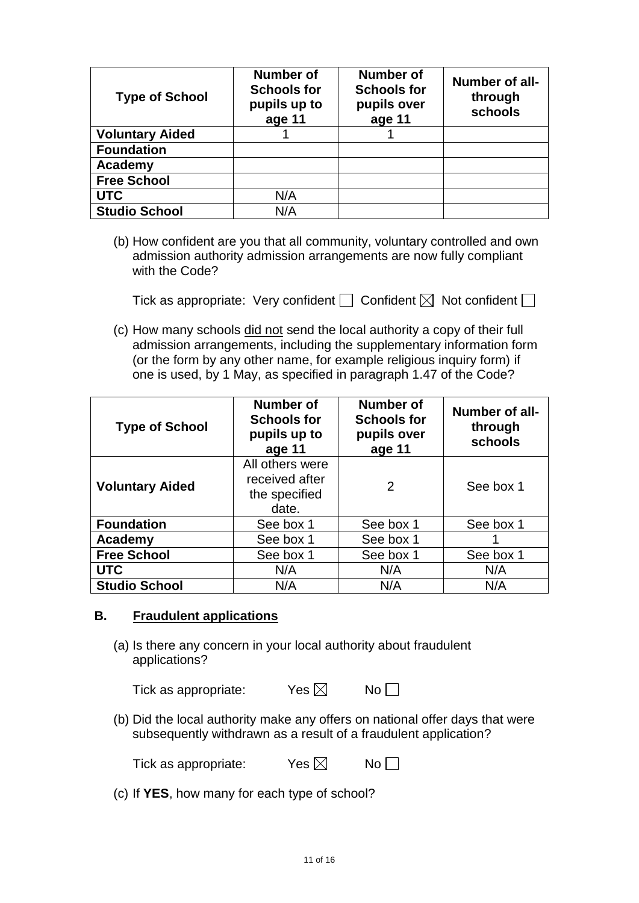| Type of School | Number of Schools for pupils up to age 11 | Number of Schools for pupils over age 11 | Number of all-through schools |
|---|---|---|---|
| Voluntary Aided | 1 | 1 | |
| Foundation | | | |
| Academy | | | |
| Free School | | | |
| UTC | N/A | | |
| Studio School | N/A | | |

(b) How confident are you that all community, voluntary controlled and own admission authority admission arrangements are now fully compliant with the Code?

Tick as appropriate: Very confident ☐ Confident ☒ Not confident ☐

(c) How many schools <u>did not</u> send the local authority a copy of their full admission arrangements, including the supplementary information form (or the form by any other name, for example religious inquiry form) if one is used, by 1 May, as specified in paragraph 1.47 of the Code?

| Type of School | Number of Schools for pupils up to age 11 | Number of Schools for pupils over age 11 | Number of all-through schools |
|---|---|---|---|
| Voluntary Aided | All others were received after the specified date. | 2 | See box 1 |
| Foundation | See box 1 | See box 1 | See box 1 |
| Academy | See box 1 | See box 1 | 1 |
| Free School | See box 1 | See box 1 | See box 1 |
| UTC | N/A | N/A | N/A |
| Studio School | N/A | N/A | N/A |

## B. <u>Fraudulent applications</u>

(a) Is there any concern in your local authority about fraudulent applications?

Tick as appropriate: Yes ☒ No ☐

(b) Did the local authority make any offers on national offer days that were subsequently withdrawn as a result of a fraudulent application?

Tick as appropriate: Yes ☒ No ☐

(c) If **YES**, how many for each type of school?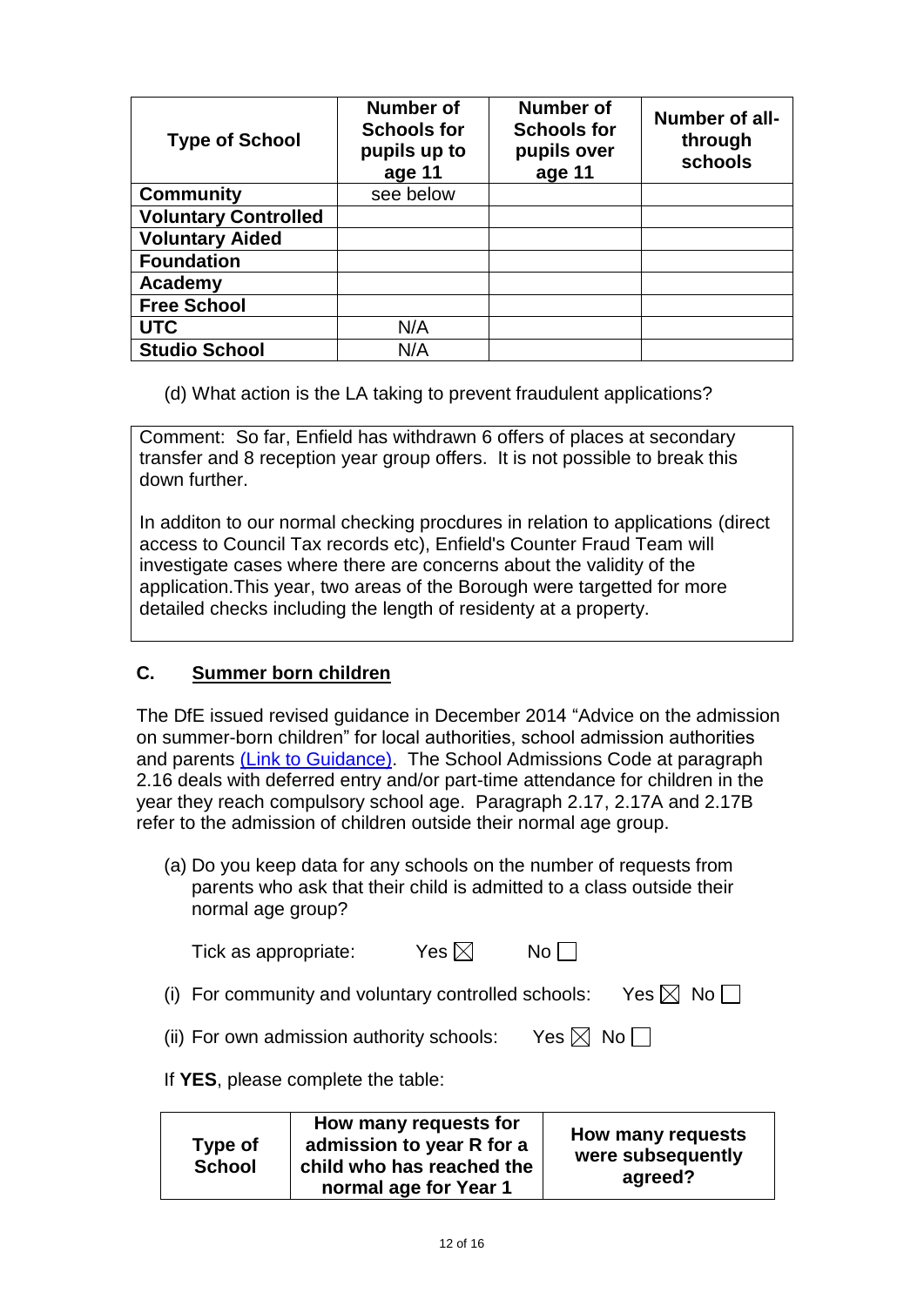| Type of School | Number of Schools for pupils up to age 11 | Number of Schools for pupils over age 11 | Number of all-through schools |
|---|---|---|---|
| **Community** | see below | | |
| **Voluntary Controlled** | | | |
| **Voluntary Aided** | | | |
| **Foundation** | | | |
| **Academy** | | | |
| **Free School** | | | |
| **UTC** | N/A | | |
| **Studio School** | N/A | | |

(d) What action is the LA taking to prevent fraudulent applications?

| Comment: So far, Enfield has withdrawn 6 offers of places at secondary transfer and 8 reception year group offers. It is not possible to break this down further.<br><br>In additon to our normal checking procdures in relation to applications (direct access to Council Tax records etc), Enfield's Counter Fraud Team will investigate cases where there are concerns about the validity of the application.This year, two areas of the Borough were targetted for more detailed checks including the length of residenty at a property. |
|---|

## C. Summer born children

The DfE issued revised guidance in December 2014 "Advice on the admission on summer-born children" for local authorities, school admission authorities and parents [(Link to Guidance)](). The School Admissions Code at paragraph 2.16 deals with deferred entry and/or part-time attendance for children in the year they reach compulsory school age. Paragraph 2.17, 2.17A and 2.17B refer to the admission of children outside their normal age group.

(a) Do you keep data for any schools on the number of requests from parents who ask that their child is admitted to a class outside their normal age group?

Tick as appropriate: Yes ☒ No ☐

(i) For community and voluntary controlled schools: Yes ☒ No ☐

(ii) For own admission authority schools: Yes ☒ No ☐

If **YES**, please complete the table:

| Type of School | How many requests for admission to year R for a child who has reached the normal age for Year 1 | How many requests were subsequently agreed? |
|---|---|---|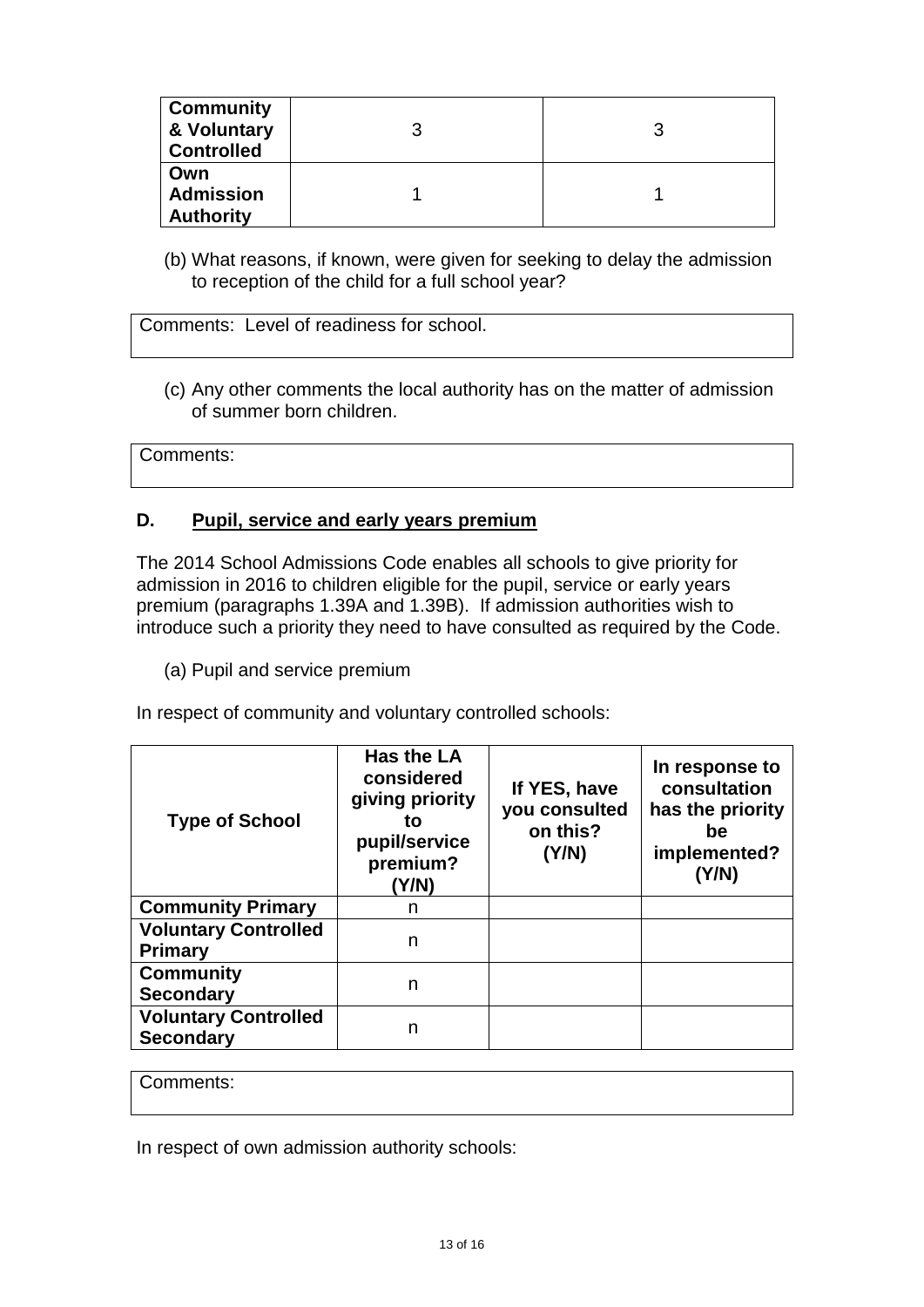| Community & Voluntary Controlled | 3 | 3 |
|---|---|---|
| Own Admission Authority | 1 | 1 |

(b) What reasons, if known, were given for seeking to delay the admission to reception of the child for a full school year?

| Comments: Level of readiness for school. |
|---|

(c) Any other comments the local authority has on the matter of admission of summer born children.

| Comments: |
|---|

## D. Pupil, service and early years premium

The 2014 School Admissions Code enables all schools to give priority for admission in 2016 to children eligible for the pupil, service or early years premium (paragraphs 1.39A and 1.39B). If admission authorities wish to introduce such a priority they need to have consulted as required by the Code.

(a) Pupil and service premium

In respect of community and voluntary controlled schools:

| Type of School | Has the LA considered giving priority to pupil/service premium? (Y/N) | If YES, have you consulted on this? (Y/N) | In response to consultation has the priority be implemented? (Y/N) |
|---|---|---|---|
| Community Primary | n | | |
| Voluntary Controlled Primary | n | | |
| Community Secondary | n | | |
| Voluntary Controlled Secondary | n | | |

| Comments: |
|---|

In respect of own admission authority schools: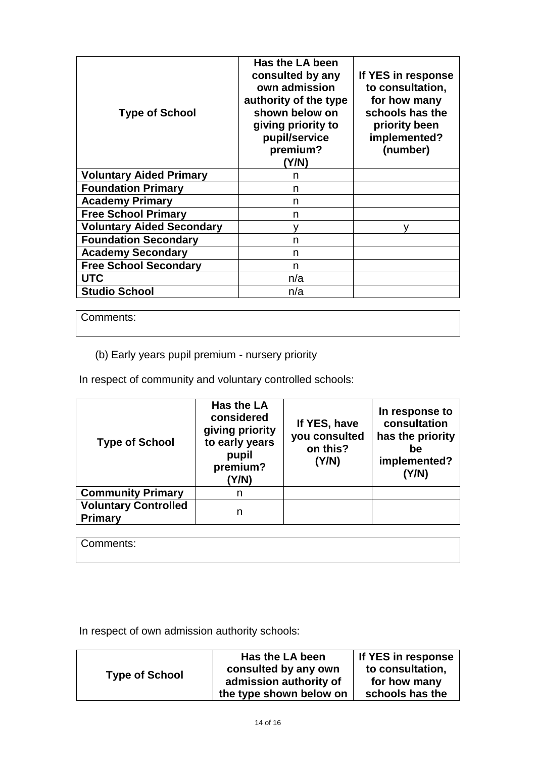| Type of School | Has the LA been consulted by any own admission authority of the type shown below on giving priority to pupil/service premium? (Y/N) | If YES in response to consultation, for how many schools has the priority been implemented? (number) |
|---|---|---|
| **Voluntary Aided Primary** | n | |
| **Foundation Primary** | n | |
| **Academy Primary** | n | |
| **Free School Primary** | n | |
| **Voluntary Aided Secondary** | y | y |
| **Foundation Secondary** | n | |
| **Academy Secondary** | n | |
| **Free School Secondary** | n | |
| **UTC** | n/a | |
| **Studio School** | n/a | |

Comments:

(b) Early years pupil premium - nursery priority

In respect of community and voluntary controlled schools:

| Type of School | Has the LA considered giving priority to early years pupil premium? (Y/N) | If YES, have you consulted on this? (Y/N) | In response to consultation has the priority be implemented? (Y/N) |
|---|---|---|---|
| **Community Primary** | n | | |
| **Voluntary Controlled Primary** | n | | |

Comments:

In respect of own admission authority schools:

| Type of School | Has the LA been consulted by any own admission authority of the type shown below on | If YES in response to consultation, for how many schools has the |
|---|---|---|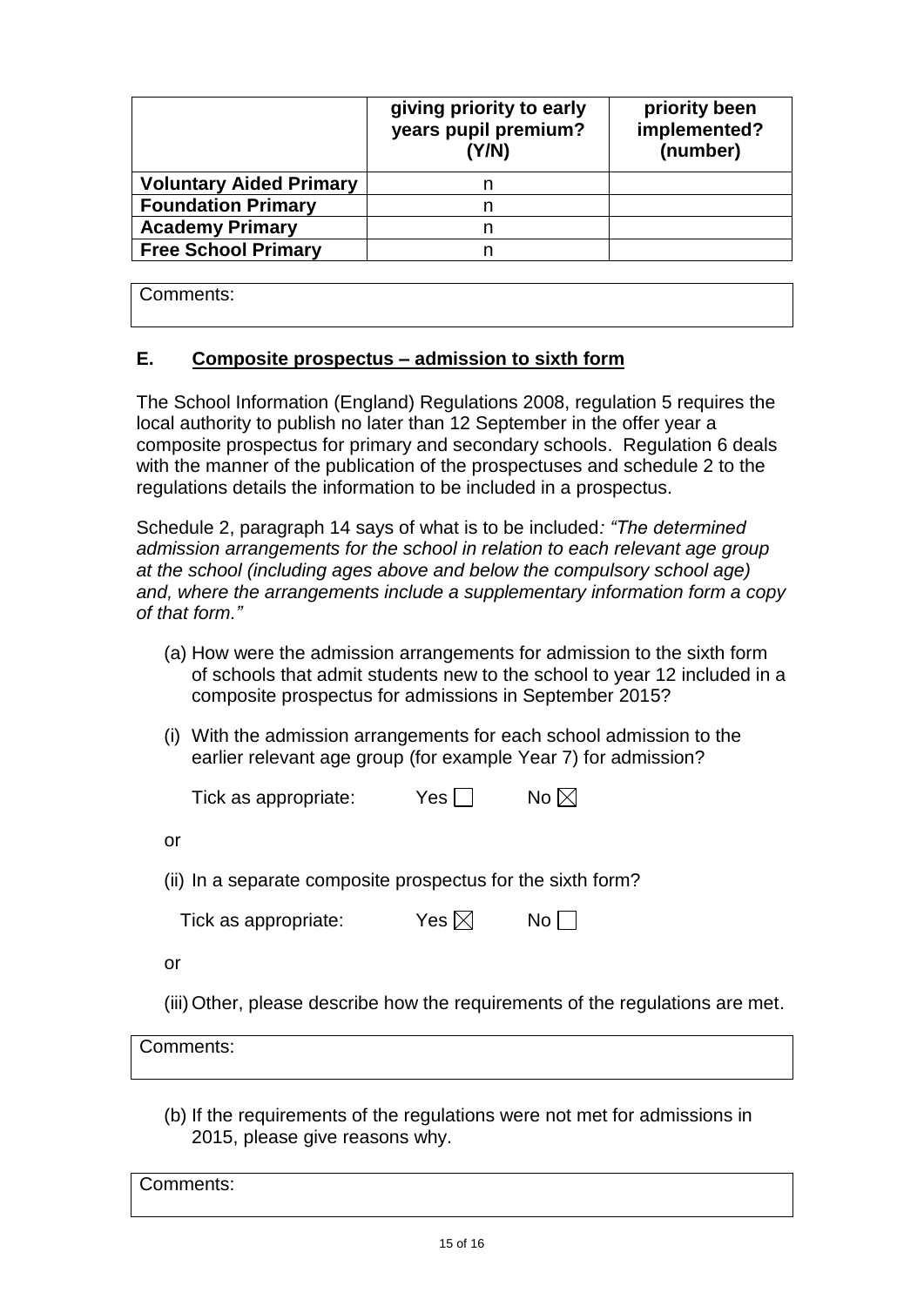| | giving priority to early years pupil premium? (Y/N) | priority been implemented? (number) |
|---|---|---|
| **Voluntary Aided Primary** | n | |
| **Foundation Primary** | n | |
| **Academy Primary** | n | |
| **Free School Primary** | n | |

| Comments: |
|---|

## E. Composite prospectus – admission to sixth form

The School Information (England) Regulations 2008, regulation 5 requires the local authority to publish no later than 12 September in the offer year a composite prospectus for primary and secondary schools. Regulation 6 deals with the manner of the publication of the prospectuses and schedule 2 to the regulations details the information to be included in a prospectus.

Schedule 2, paragraph 14 says of what is to be included*: "The determined admission arrangements for the school in relation to each relevant age group at the school (including ages above and below the compulsory school age) and, where the arrangements include a supplementary information form a copy of that form."*

(a) How were the admission arrangements for admission to the sixth form of schools that admit students new to the school to year 12 included in a composite prospectus for admissions in September 2015?

(i) With the admission arrangements for each school admission to the earlier relevant age group (for example Year 7) for admission?

Tick as appropriate: Yes ☐ No ☒

or

(ii) In a separate composite prospectus for the sixth form?

Tick as appropriate: Yes ☒ No ☐

or

(iii) Other, please describe how the requirements of the regulations are met.

| Comments: |
|---|

(b) If the requirements of the regulations were not met for admissions in 2015, please give reasons why.

| Comments: |
|---|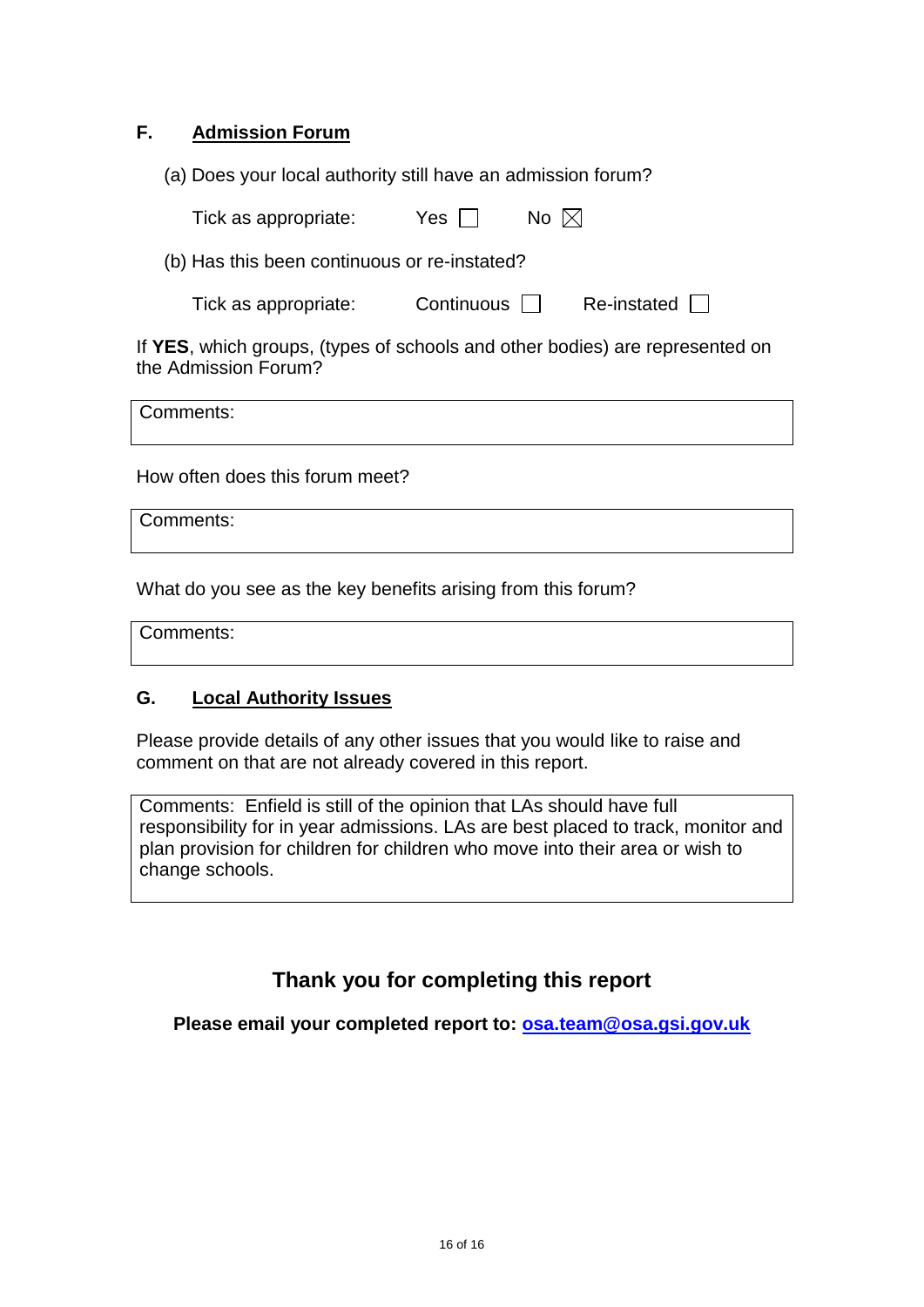## F. Admission Forum

(a) Does your local authority still have an admission forum?

Tick as appropriate: Yes ☐ No ☒

(b) Has this been continuous or re-instated?

Tick as appropriate: Continuous ☐ Re-instated ☐

If **YES**, which groups, (types of schools and other bodies) are represented on the Admission Forum?

| Comments: |
|---|

How often does this forum meet?

| Comments: |
|---|

What do you see as the key benefits arising from this forum?

| Comments: |
|---|

## G. Local Authority Issues

Please provide details of any other issues that you would like to raise and comment on that are not already covered in this report.

| Comments: Enfield is still of the opinion that LAs should have full responsibility for in year admissions. LAs are best placed to track, monitor and plan provision for children for children who move into their area or wish to change schools. |
|---|

### Thank you for completing this report

**Please email your completed report to: osa.team@osa.gsi.gov.uk**